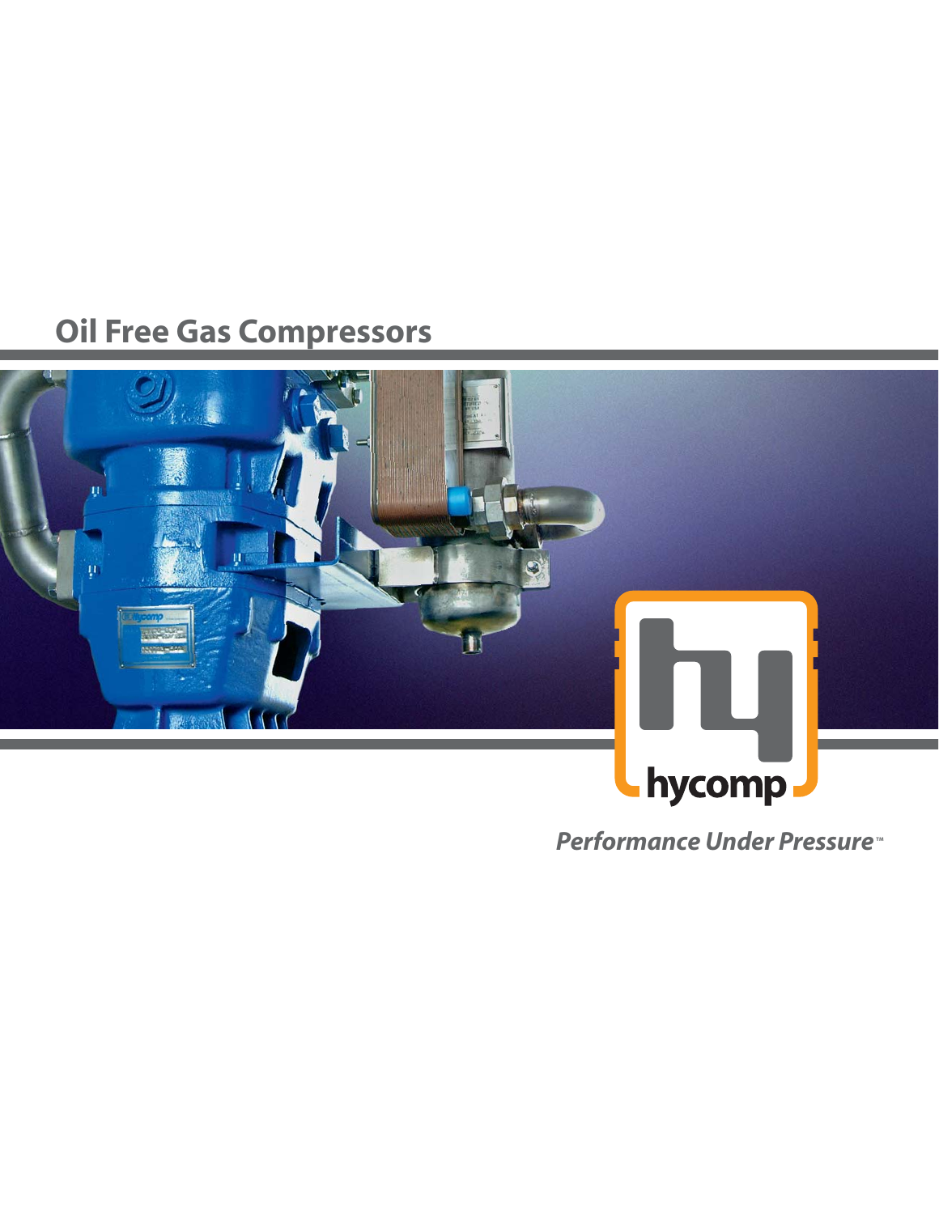# Oil Free Gas Compressors

hycomp

*Performance Under Pressure™*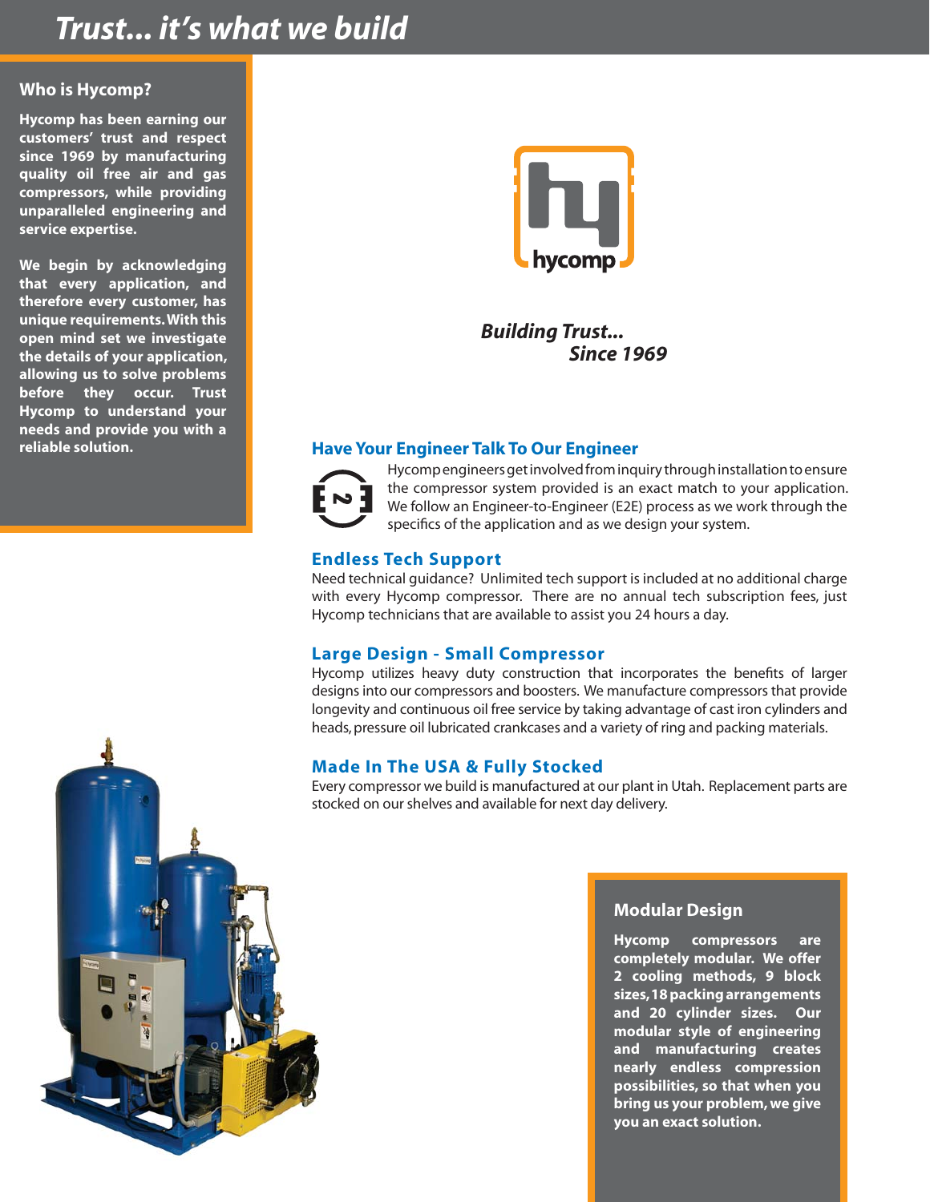# Trust... it's what we build

## Who is Hycomp?

**Hycomp has been earning our customers' trust and respect since 1969 by manufacturing quality oil free air and gas compressors, while providing unparalleled engineering and service expertise.**

**We begin by acknowledging that every application, and therefore every customer, has unique requirements. With this open mind set we investigate the details of your application, allowing us to solve problems before they occur. Trust Hycomp to understand your needs and provide you with a reliable solution.**

hycomp

***Building Trust... Since 1969***

### Have Your Engineer Talk To Our Engineer

Hycomp engineers get involved from inquiry through installation to ensure the compressor system provided is an exact match to your application. We follow an Engineer-to-Engineer (E2E) process as we work through the specifics of the application and as we design your system.

### Endless Tech Support

Need technical guidance? Unlimited tech support is included at no additional charge with every Hycomp compressor. There are no annual tech subscription fees, just Hycomp technicians that are available to assist you 24 hours a day.

### Large Design - Small Compressor

Hycomp utilizes heavy duty construction that incorporates the benefits of larger designs into our compressors and boosters. We manufacture compressors that provide longevity and continuous oil free service by taking advantage of cast iron cylinders and heads, pressure oil lubricated crankcases and a variety of ring and packing materials.

### Made In The USA & Fully Stocked

Every compressor we build is manufactured at our plant in Utah. Replacement parts are stocked on our shelves and available for next day delivery.

## Modular Design

**Hycomp compressors are completely modular. We offer 2 cooling methods, 9 block sizes, 18 packing arrangements and 20 cylinder sizes. Our modular style of engineering and manufacturing creates nearly endless compression possibilities, so that when you bring us your problem, we give you an exact solution.**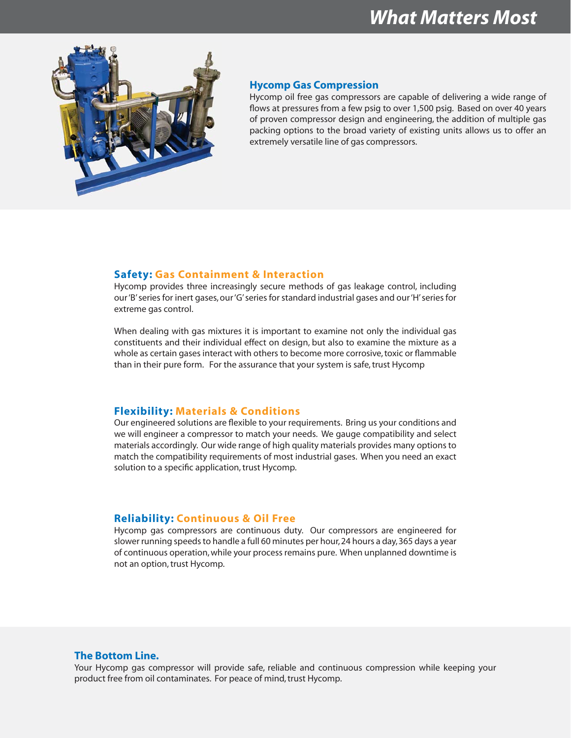# What Matters Most

## Hycomp Gas Compression

Hycomp oil free gas compressors are capable of delivering a wide range of flows at pressures from a few psig to over 1,500 psig. Based on over 40 years of proven compressor design and engineering, the addition of multiple gas packing options to the broad variety of existing units allows us to offer an extremely versatile line of gas compressors.

## Safety: Gas Containment & Interaction

Hycomp provides three increasingly secure methods of gas leakage control, including our 'B' series for inert gases, our 'G' series for standard industrial gases and our 'H' series for extreme gas control.

When dealing with gas mixtures it is important to examine not only the individual gas constituents and their individual effect on design, but also to examine the mixture as a whole as certain gases interact with others to become more corrosive, toxic or flammable than in their pure form. For the assurance that your system is safe, trust Hycomp

## Flexibility: Materials & Conditions

Our engineered solutions are flexible to your requirements. Bring us your conditions and we will engineer a compressor to match your needs. We gauge compatibility and select materials accordingly. Our wide range of high quality materials provides many options to match the compatibility requirements of most industrial gases. When you need an exact solution to a specific application, trust Hycomp.

## Reliability: Continuous & Oil Free

Hycomp gas compressors are continuous duty. Our compressors are engineered for slower running speeds to handle a full 60 minutes per hour, 24 hours a day, 365 days a year of continuous operation, while your process remains pure. When unplanned downtime is not an option, trust Hycomp.

## The Bottom Line.

Your Hycomp gas compressor will provide safe, reliable and continuous compression while keeping your product free from oil contaminates. For peace of mind, trust Hycomp.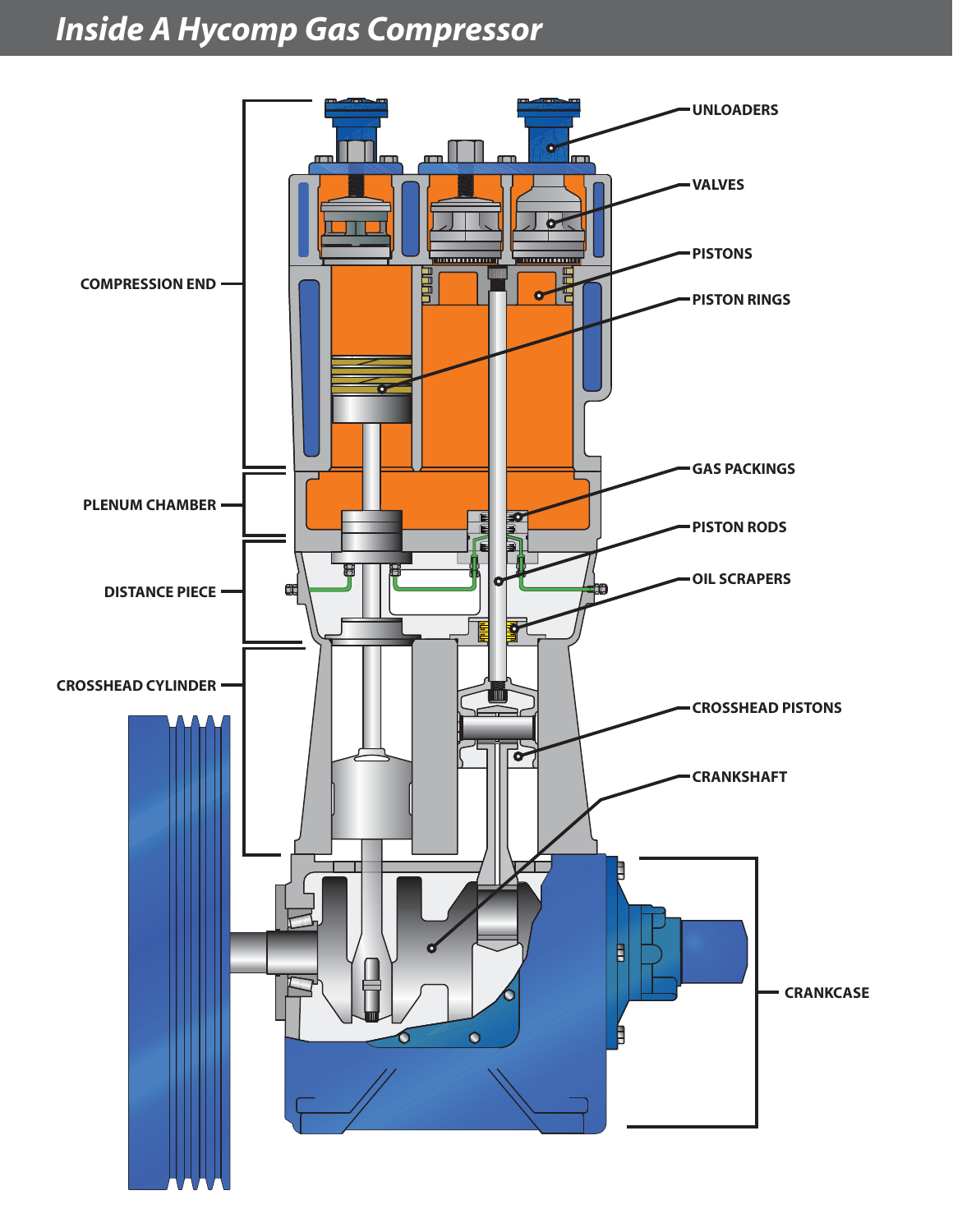# Inside A Hycomp Gas Compressor

UNLOADERS

VALVES

PISTONS

PISTON RINGS

COMPRESSION END

GAS PACKINGS

PLENUM CHAMBER

PISTON RODS

DISTANCE PIECE

OIL SCRAPERS

CROSSHEAD CYLINDER

CROSSHEAD PISTONS

CRANKSHAFT

CRANKCASE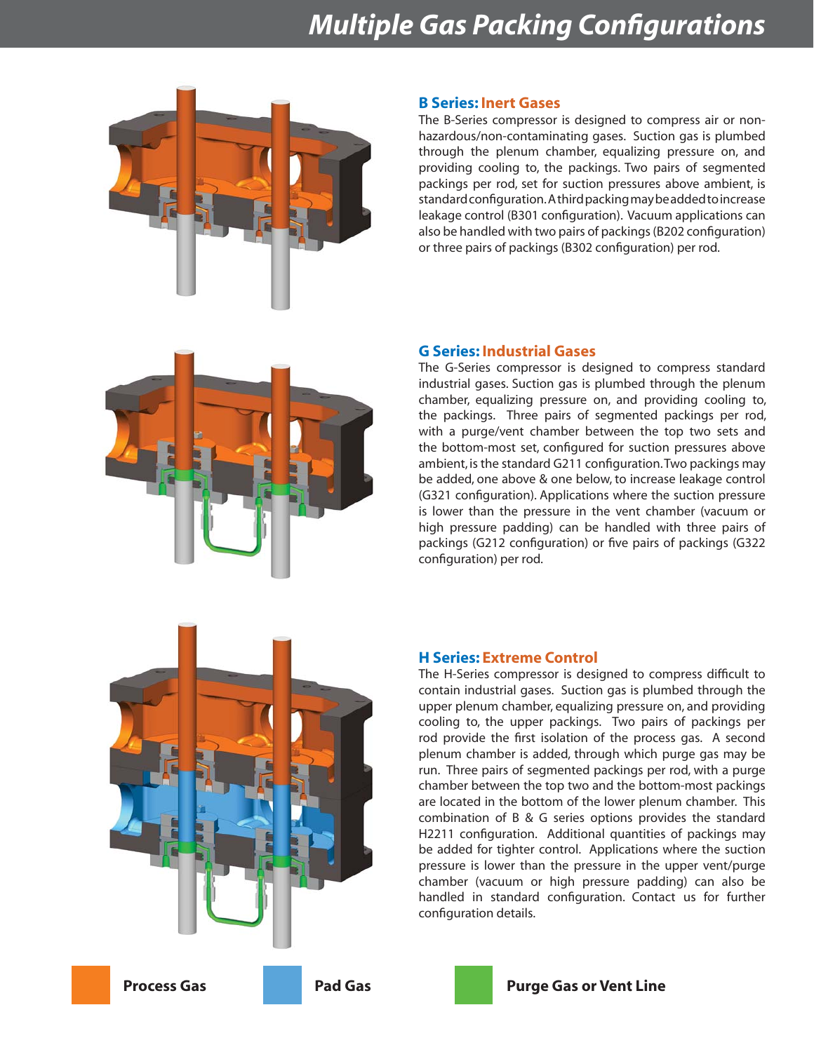# Multiple Gas Packing Configurations

## B Series: Inert Gases

The B-Series compressor is designed to compress air or non-hazardous/non-contaminating gases. Suction gas is plumbed through the plenum chamber, equalizing pressure on, and providing cooling to, the packings. Two pairs of segmented packings per rod, set for suction pressures above ambient, is standard configuration. A third packing may be added to increase leakage control (B301 configuration). Vacuum applications can also be handled with two pairs of packings (B202 configuration) or three pairs of packings (B302 configuration) per rod.

## G Series: Industrial Gases

The G-Series compressor is designed to compress standard industrial gases. Suction gas is plumbed through the plenum chamber, equalizing pressure on, and providing cooling to, the packings. Three pairs of segmented packings per rod, with a purge/vent chamber between the top two sets and the bottom-most set, configured for suction pressures above ambient, is the standard G211 configuration. Two packings may be added, one above & one below, to increase leakage control (G321 configuration). Applications where the suction pressure is lower than the pressure in the vent chamber (vacuum or high pressure padding) can be handled with three pairs of packings (G212 configuration) or five pairs of packings (G322 configuration) per rod.

## H Series: Extreme Control

The H-Series compressor is designed to compress difficult to contain industrial gases. Suction gas is plumbed through the upper plenum chamber, equalizing pressure on, and providing cooling to, the upper packings. Two pairs of packings per rod provide the first isolation of the process gas. A second plenum chamber is added, through which purge gas may be run. Three pairs of segmented packings per rod, with a purge chamber between the top two and the bottom-most packings are located in the bottom of the lower plenum chamber. This combination of B & G series options provides the standard H2211 configuration. Additional quantities of packings may be added for tighter control. Applications where the suction pressure is lower than the pressure in the upper vent/purge chamber (vacuum or high pressure padding) can also be handled in standard configuration. Contact us for further configuration details.

**Process Gas** **Pad Gas** **Purge Gas or Vent Line**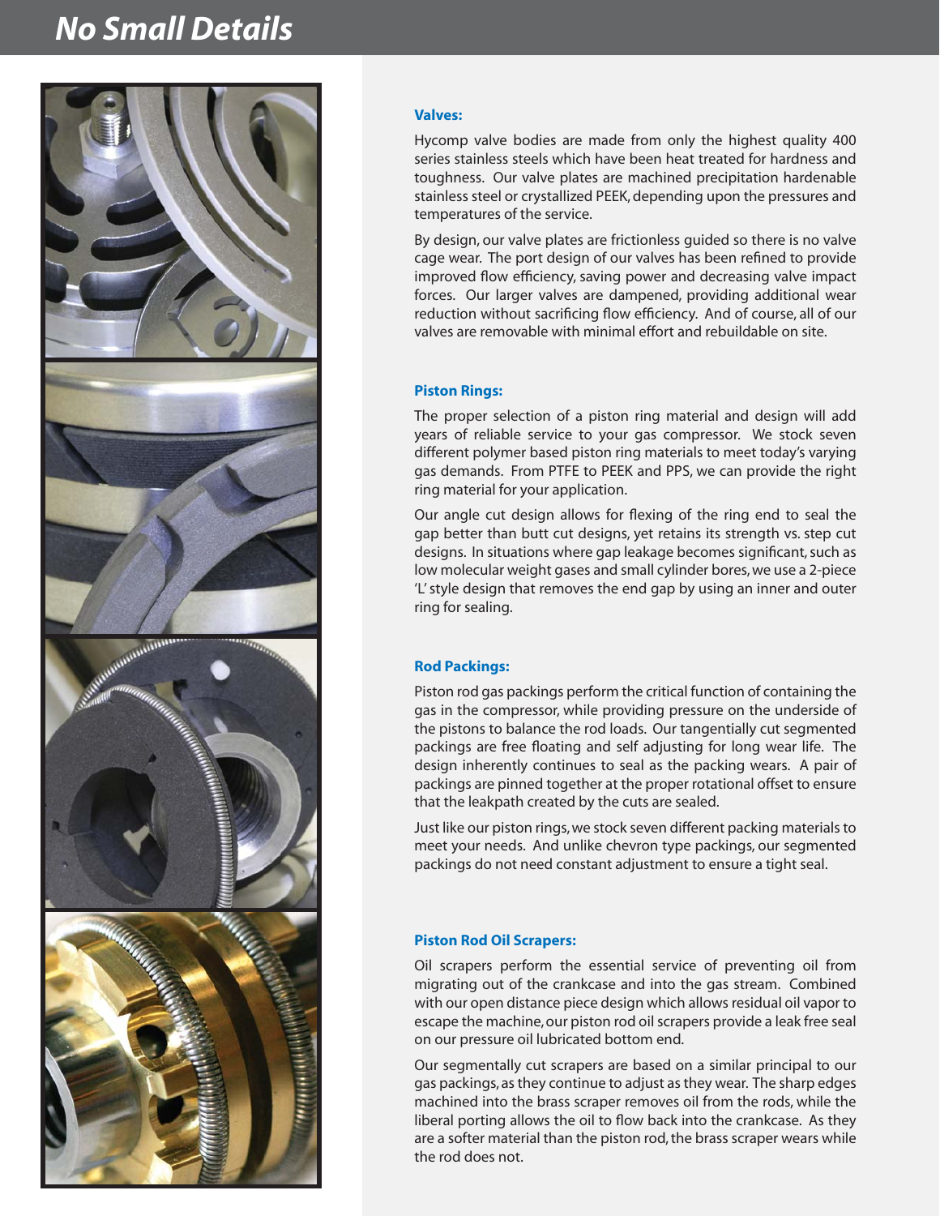# No Small Details

### Valves:

Hycomp valve bodies are made from only the highest quality 400 series stainless steels which have been heat treated for hardness and toughness. Our valve plates are machined precipitation hardenable stainless steel or crystallized PEEK, depending upon the pressures and temperatures of the service.

By design, our valve plates are frictionless guided so there is no valve cage wear. The port design of our valves has been refined to provide improved flow efficiency, saving power and decreasing valve impact forces. Our larger valves are dampened, providing additional wear reduction without sacrificing flow efficiency. And of course, all of our valves are removable with minimal effort and rebuildable on site.

### Piston Rings:

The proper selection of a piston ring material and design will add years of reliable service to your gas compressor. We stock seven different polymer based piston ring materials to meet today's varying gas demands. From PTFE to PEEK and PPS, we can provide the right ring material for your application.

Our angle cut design allows for flexing of the ring end to seal the gap better than butt cut designs, yet retains its strength vs. step cut designs. In situations where gap leakage becomes significant, such as low molecular weight gases and small cylinder bores, we use a 2-piece 'L' style design that removes the end gap by using an inner and outer ring for sealing.

### Rod Packings:

Piston rod gas packings perform the critical function of containing the gas in the compressor, while providing pressure on the underside of the pistons to balance the rod loads. Our tangentially cut segmented packings are free floating and self adjusting for long wear life. The design inherently continues to seal as the packing wears. A pair of packings are pinned together at the proper rotational offset to ensure that the leakpath created by the cuts are sealed.

Just like our piston rings, we stock seven different packing materials to meet your needs. And unlike chevron type packings, our segmented packings do not need constant adjustment to ensure a tight seal.

### Piston Rod Oil Scrapers:

Oil scrapers perform the essential service of preventing oil from migrating out of the crankcase and into the gas stream. Combined with our open distance piece design which allows residual oil vapor to escape the machine, our piston rod oil scrapers provide a leak free seal on our pressure oil lubricated bottom end.

Our segmentally cut scrapers are based on a similar principal to our gas packings, as they continue to adjust as they wear. The sharp edges machined into the brass scraper removes oil from the rods, while the liberal porting allows the oil to flow back into the crankcase. As they are a softer material than the piston rod, the brass scraper wears while the rod does not.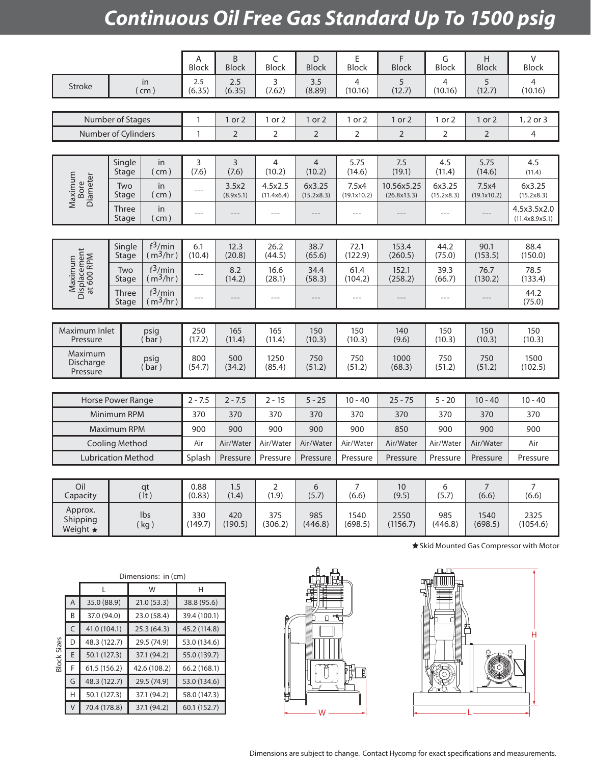# Continuous Oil Free Gas Standard Up To 1500 psig

| | | A Block | B Block | C Block | D Block | E Block | F Block | G Block | H Block | V Block |
|---|---|---|---|---|---|---|---|---|---|---|
| Stroke | in (cm) | 2.5 (6.35) | 2.5 (6.35) | 3 (7.62) | 3.5 (8.89) | 4 (10.16) | 5 (12.7) | 4 (10.16) | 5 (12.7) | 4 (10.16) |
| Number of Stages | | 1 | 1 or 2 | 1 or 2 | 1 or 2 | 1 or 2 | 1 or 2 | 1 or 2 | 1 or 2 | 1, 2 or 3 |
| Number of Cylinders | | 1 | 2 | 2 | 2 | 2 | 2 | 2 | 2 | 4 |
| Maximum Bore Diameter – Single Stage | in (cm) | 3 (7.6) | 3 (7.6) | 4 (10.2) | 4 (10.2) | 5.75 (14.6) | 7.5 (19.1) | 4.5 (11.4) | 5.75 (14.6) | 4.5 (11.4) |
| Maximum Bore Diameter – Two Stage | in (cm) | --- | 3.5x2 (8.9x5.1) | 4.5x2.5 (11.4x6.4) | 6x3.25 (15.2x8.3) | 7.5x4 (19.1x10.2) | 10.56x5.25 (26.8x13.3) | 6x3.25 (15.2x8.3) | 7.5x4 (19.1x10.2) | 6x3.25 (15.2x8.3) |
| Maximum Bore Diameter – Three Stage | in (cm) | --- | --- | --- | --- | --- | --- | --- | --- | 4.5x3.5x2.0 (11.4x8.9x5.1) |
| Maximum Displacement at 600 RPM – Single Stage | f³/min (m³/hr) | 6.1 (10.4) | 12.3 (20.8) | 26.2 (44.5) | 38.7 (65.6) | 72.1 (122.9) | 153.4 (260.5) | 44.2 (75.0) | 90.1 (153.5) | 88.4 (150.0) |
| Maximum Displacement at 600 RPM – Two Stage | f³/min (m³/hr) | --- | 8.2 (14.2) | 16.6 (28.1) | 34.4 (58.3) | 61.4 (104.2) | 152.1 (258.2) | 39.3 (66.7) | 76.7 (130.2) | 78.5 (133.4) |
| Maximum Displacement at 600 RPM – Three Stage | f³/min (m³/hr) | --- | --- | --- | --- | --- | --- | --- | --- | 44.2 (75.0) |
| Maximum Inlet Pressure | psig (bar) | 250 (17.2) | 165 (11.4) | 165 (11.4) | 150 (10.3) | 150 (10.3) | 140 (9.6) | 150 (10.3) | 150 (10.3) | 150 (10.3) |
| Maximum Discharge Pressure | psig (bar) | 800 (54.7) | 500 (34.2) | 1250 (85.4) | 750 (51.2) | 750 (51.2) | 1000 (68.3) | 750 (51.2) | 750 (51.2) | 1500 (102.5) |
| Horse Power Range | | 2 - 7.5 | 2 - 7.5 | 2 - 15 | 5 - 25 | 10 - 40 | 25 - 75 | 5 - 20 | 10 - 40 | 10 - 40 |
| Minimum RPM | | 370 | 370 | 370 | 370 | 370 | 370 | 370 | 370 | 370 |
| Maximum RPM | | 900 | 900 | 900 | 900 | 900 | 850 | 900 | 900 | 900 |
| Cooling Method | | Air | Air/Water | Air/Water | Air/Water | Air/Water | Air/Water | Air/Water | Air/Water | Air |
| Lubrication Method | | Splash | Pressure | Pressure | Pressure | Pressure | Pressure | Pressure | Pressure | Pressure |
| Oil Capacity | qt (lt) | 0.88 (0.83) | 1.5 (1.4) | 2 (1.9) | 6 (5.7) | 7 (6.6) | 10 (9.5) | 6 (5.7) | 7 (6.6) | 7 (6.6) |
| Approx. Shipping Weight ★ | lbs (kg) | 330 (149.7) | 420 (190.5) | 375 (306.2) | 985 (446.8) | 1540 (698.5) | 2550 (1156.7) | 985 (446.8) | 1540 (698.5) | 2325 (1054.6) |

★ Skid Mounted Gas Compressor with Motor

Dimensions: in (cm)

| Block Sizes | L | W | H |
|---|---|---|---|
| A | 35.0 (88.9) | 21.0 (53.3) | 38.8 (95.6) |
| B | 37.0 (94.0) | 23.0 (58.4) | 39.4 (100.1) |
| C | 41.0 (104.1) | 25.3 (64.3) | 45.2 (114.8) |
| D | 48.3 (122.7) | 29.5 (74.9) | 53.0 (134.6) |
| E | 50.1 (127.3) | 37.1 (94.2) | 55.0 (139.7) |
| F | 61.5 (156.2) | 42.6 (108.2) | 66.2 (168.1) |
| G | 48.3 (122.7) | 29.5 (74.9) | 53.0 (134.6) |
| H | 50.1 (127.3) | 37.1 (94.2) | 58.0 (147.3) |
| V | 70.4 (178.8) | 37.1 (94.2) | 60.1 (152.7) |

Dimensions are subject to change. Contact Hycomp for exact specifications and measurements.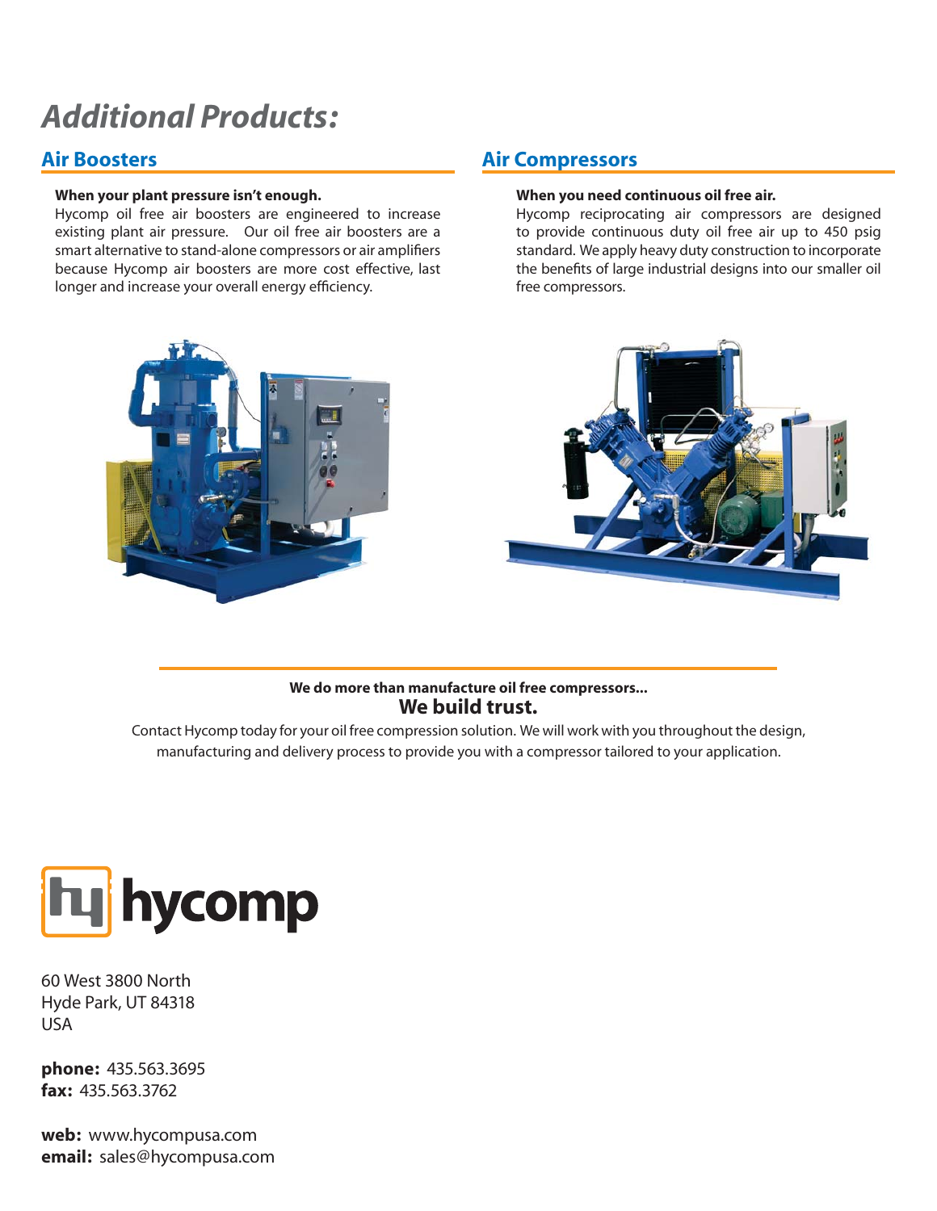# *Additional Products:*

## Air Boosters

**When your plant pressure isn't enough.**

Hycomp oil free air boosters are engineered to increase existing plant air pressure. Our oil free air boosters are a smart alternative to stand-alone compressors or air amplifiers because Hycomp air boosters are more cost effective, last longer and increase your overall energy efficiency.

## Air Compressors

**When you need continuous oil free air.**

Hycomp reciprocating air compressors are designed to provide continuous duty oil free air up to 450 psig standard. We apply heavy duty construction to incorporate the benefits of large industrial designs into our smaller oil free compressors.

**We do more than manufacture oil free compressors...**

**We build trust.**

Contact Hycomp today for your oil free compression solution. We will work with you throughout the design, manufacturing and delivery process to provide you with a compressor tailored to your application.

hycomp

60 West 3800 North
Hyde Park, UT 84318
USA

**phone:** 435.563.3695
**fax:** 435.563.3762

**web:** www.hycompusa.com
**email:** sales@hycompusa.com